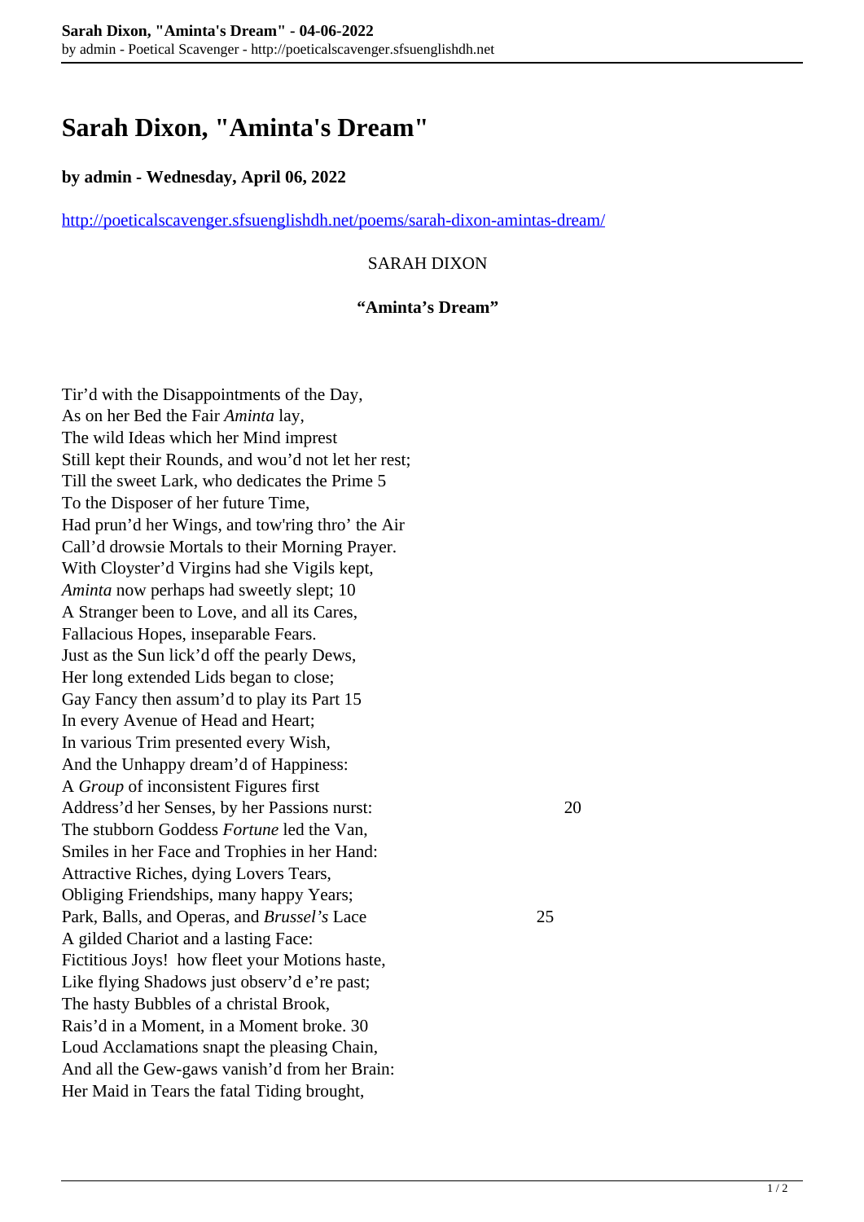# Sarah Dixon, "Aminta's Dream"

**by admin - Wednesday, April 06, 2022**

http://poeticalscavenger.sfsuenglishdh.net/poems/sarah-dixon-amintas-dream/

SARAH DIXON

**"Aminta's Dream"**

Tir'd with the Disappointments of the Day,  
As on her Bed the Fair *Aminta* lay,  
The wild Ideas which her Mind impress  
Still kept their Rounds, and wou'd not let her rest;  
Till the sweet Lark, who dedicates the Prime 5  
To the Disposer of her future Time,  
Had prun'd her Wings, and tow'ring thro' the Air  
Call'd drowsie Mortals to their Morning Prayer.  
With Cloyster'd Virgins had she Vigils kept,  
*Aminta* now perhaps had sweetly slept; 10  
A Stranger been to Love, and all its Cares,  
Fallacious Hopes, inseparable Fears.  
Just as the Sun lick'd off the pearly Dews,  
Her long extended Lids began to close;  
Gay Fancy then assum'd to play its Part 15  
In every Avenue of Head and Heart;  
In various Trim presented every Wish,  
And the Unhappy dream'd of Happiness:  
A *Group* of inconsistent Figures first  
Address'd her Senses, by her Passions nurst: 20  
The stubborn Goddess *Fortune* led the Van,  
Smiles in her Face and Trophies in her Hand:  
Attractive Riches, dying Lovers Tears,  
Obliging Friendships, many happy Years;  
Park, Balls, and Operas, and *Brussel's* Lace 25  
A gilded Chariot and a lasting Face:  
Fictitious Joys! how fleet your Motions haste,  
Like flying Shadows just observ'd e're past;  
The hasty Bubbles of a christal Brook,  
Rais'd in a Moment, in a Moment broke. 30  
Loud Acclamations snapt the pleasing Chain,  
And all the Gew-gaws vanish'd from her Brain:  
Her Maid in Tears the fatal Tiding brought,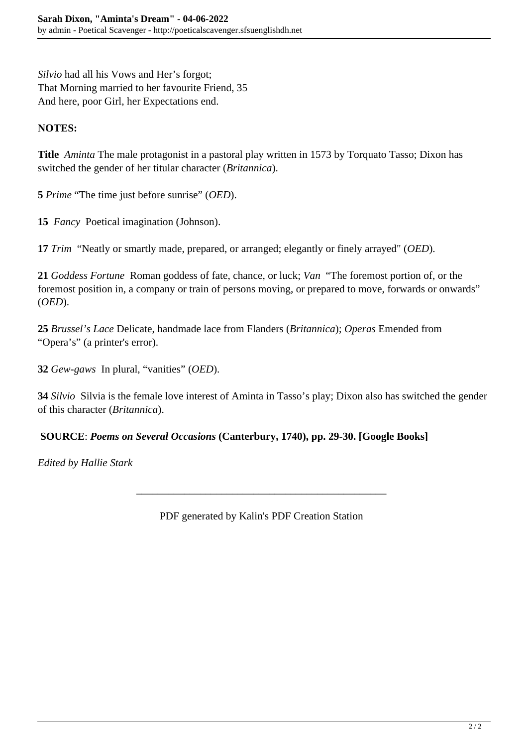*Silvio* had all his Vows and Her's forgot;
That Morning married to her favourite Friend, 35
And here, poor Girl, her Expectations end.

**NOTES:**

**Title** *Aminta* The male protagonist in a pastoral play written in 1573 by Torquato Tasso; Dixon has switched the gender of her titular character (*Britannica*).

**5** *Prime* "The time just before sunrise" (*OED*).

**15** *Fancy* Poetical imagination (Johnson).

**17** *Trim* "Neatly or smartly made, prepared, or arranged; elegantly or finely arrayed" (*OED*).

**21** *Goddess Fortune* Roman goddess of fate, chance, or luck; *Van* "The foremost portion of, or the foremost position in, a company or train of persons moving, or prepared to move, forwards or onwards" (*OED*).

**25** *Brussel's Lace* Delicate, handmade lace from Flanders (*Britannica*); *Operas* Emended from "Opera's" (a printer's error).

**32** *Gew-gaws* In plural, "vanities" (*OED*).

**34** *Silvio* Silvia is the female love interest of Aminta in Tasso's play; Dixon also has switched the gender of this character (*Britannica*).

**SOURCE**: ***Poems on Several Occasions* (Canterbury, 1740), pp. 29-30. [Google Books]**

*Edited by Hallie Stark*

PDF generated by Kalin's PDF Creation Station